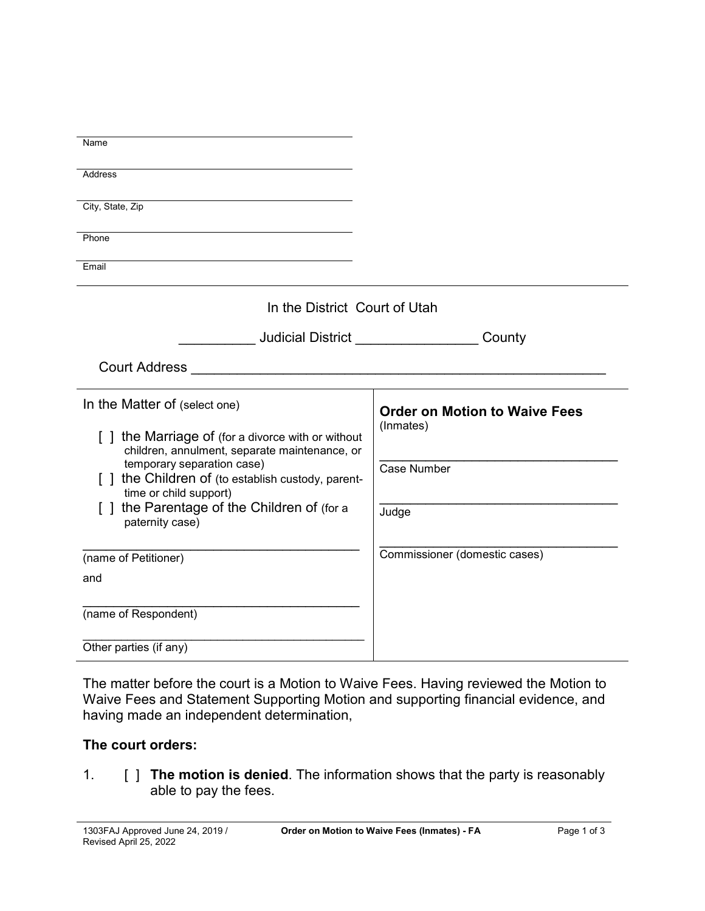\_\_\_\_\_\_\_\_\_\_\_\_\_\_\_\_\_\_\_\_\_\_\_\_\_\_\_\_\_\_\_\_\_\_\_\_\_\_\_\_
Name

\_\_\_\_\_\_\_\_\_\_\_\_\_\_\_\_\_\_\_\_\_\_\_\_\_\_\_\_\_\_\_\_\_\_\_\_\_\_\_\_
Address

\_\_\_\_\_\_\_\_\_\_\_\_\_\_\_\_\_\_\_\_\_\_\_\_\_\_\_\_\_\_\_\_\_\_\_\_\_\_\_\_
City, State, Zip

\_\_\_\_\_\_\_\_\_\_\_\_\_\_\_\_\_\_\_\_\_\_\_\_\_\_\_\_\_\_\_\_\_\_\_\_\_\_\_\_
Phone

\_\_\_\_\_\_\_\_\_\_\_\_\_\_\_\_\_\_\_\_\_\_\_\_\_\_\_\_\_\_\_\_\_\_\_\_\_\_\_\_
Email

---

In the District Court of Utah

__________ Judicial District ________________ County

Court Address ______________________________________________________

---

| In the Matter of (select one) | **Order on Motion to Waive Fees** (Inmates) |
|---|---|
| [ ] the Marriage of (for a divorce with or without children, annulment, separate maintenance, or temporary separation case) | ___________________________________ Case Number |
| [ ] the Children of (to establish custody, parent-time or child support) | ___________________________________ Judge |
| [ ] the Parentage of the Children of (for a paternity case) | ___________________________________ Commissioner (domestic cases) |
| _______________________________________ (name of Petitioner) | |
| and | |
| _______________________________________ (name of Respondent) | |
| _______________________________________ Other parties (if any) | |

The matter before the court is a Motion to Waive Fees. Having reviewed the Motion to Waive Fees and Statement Supporting Motion and supporting financial evidence, and having made an independent determination,

**The court orders:**

1. [ ] **The motion is denied**. The information shows that the party is reasonably able to pay the fees.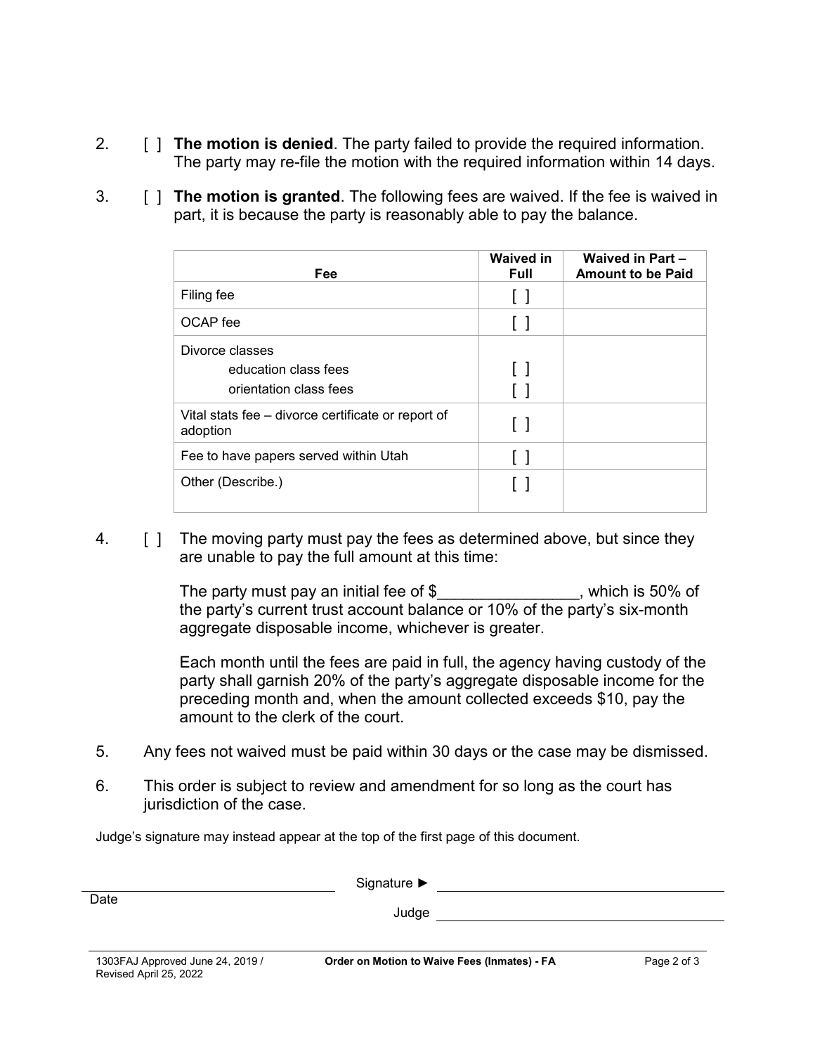2. [ ] **The motion is denied**. The party failed to provide the required information. The party may re-file the motion with the required information within 14 days.

3. [ ] **The motion is granted**. The following fees are waived. If the fee is waived in part, it is because the party is reasonably able to pay the balance.

| Fee | Waived in Full | Waived in Part – Amount to be Paid |
|---|---|---|
| Filing fee | [ ] | |
| OCAP fee | [ ] | |
| Divorce classes<br>education class fees<br>orientation class fees | <br>[ ]<br>[ ] | |
| Vital stats fee – divorce certificate or report of adoption | [ ] | |
| Fee to have papers served within Utah | [ ] | |
| Other (Describe.) | [ ] | |

4. [ ] The moving party must pay the fees as determined above, but since they are unable to pay the full amount at this time:

   The party must pay an initial fee of $________________, which is 50% of the party's current trust account balance or 10% of the party's six-month aggregate disposable income, whichever is greater.

   Each month until the fees are paid in full, the agency having custody of the party shall garnish 20% of the party's aggregate disposable income for the preceding month and, when the amount collected exceeds $10, pay the amount to the clerk of the court.

5. Any fees not waived must be paid within 30 days or the case may be dismissed.

6. This order is subject to review and amendment for so long as the court has jurisdiction of the case.

Judge's signature may instead appear at the top of the first page of this document.

_____________________________ Signature ► _____________________________
Date

Judge _____________________________

1303FAJ Approved June 24, 2019 / Revised April 25, 2022 | **Order on Motion to Waive Fees (Inmates) - FA**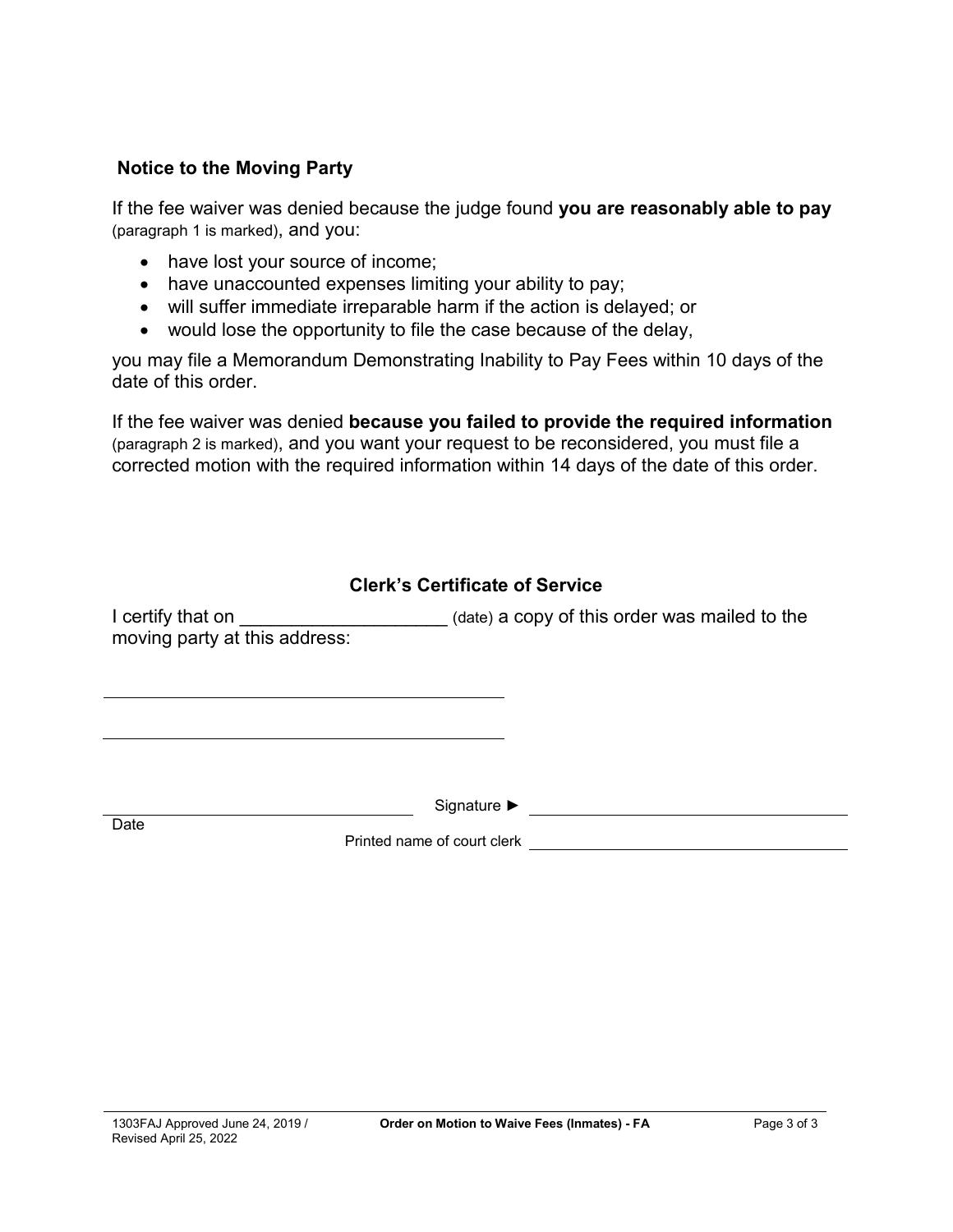## Notice to the Moving Party

If the fee waiver was denied because the judge found **you are reasonably able to pay** (paragraph 1 is marked), and you:

- have lost your source of income;
- have unaccounted expenses limiting your ability to pay;
- will suffer immediate irreparable harm if the action is delayed; or
- would lose the opportunity to file the case because of the delay,

you may file a Memorandum Demonstrating Inability to Pay Fees within 10 days of the date of this order.

If the fee waiver was denied **because you failed to provide the required information** (paragraph 2 is marked), and you want your request to be reconsidered, you must file a corrected motion with the required information within 14 days of the date of this order.

## Clerk's Certificate of Service

I certify that on ____________________ (date) a copy of this order was mailed to the moving party at this address:

______________________________________

______________________________________

______________________________ Signature ► ______________________________

Date

Printed name of court clerk ______________________________

1303FAJ Approved June 24, 2019 / Revised April 25, 2022 — Order on Motion to Waive Fees (Inmates) - FA